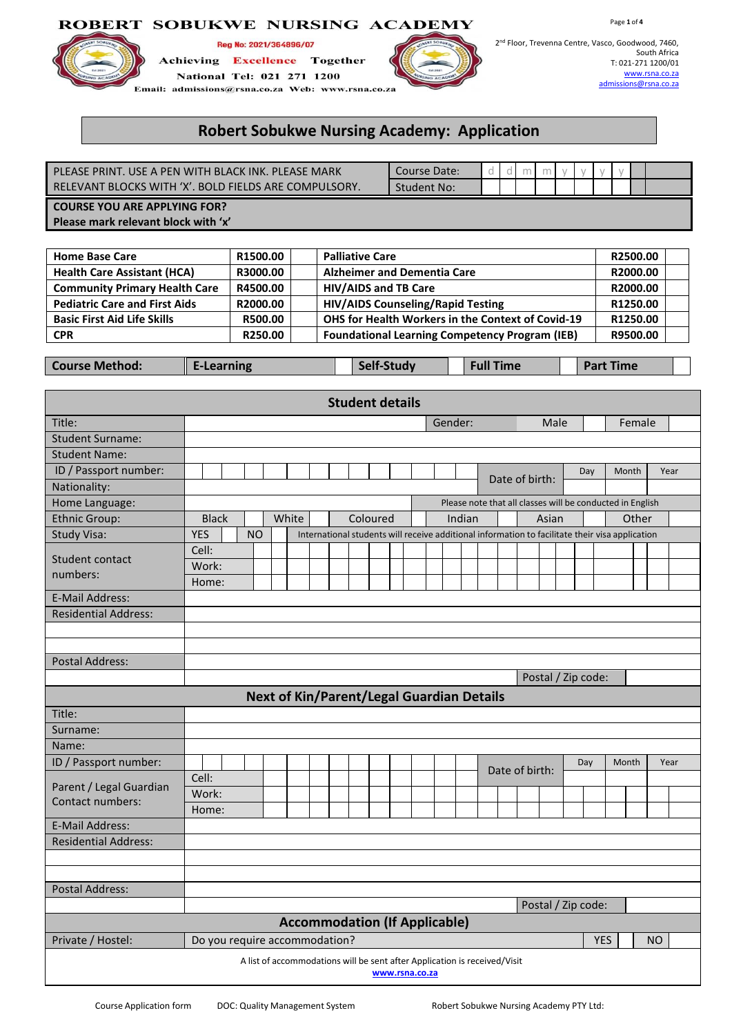# ROBERT SOBUKWE NURSING ACADEMY

Reg No: 2021/364896/07

Achieving Excellence Together

National Tel: 021 271 1200

Email: admissions@rsna.co.za Web: www.rsna.co.za

2[nd] Floor, Trevenna Centre, Vasco, Goodwood, 7460, South Africa
T: 021-271 1200/01
www.rsna.co.za
admissions@rsna.co.za

## Robert Sobukwe Nursing Academy: Application

| PLEASE PRINT. USE A PEN WITH BLACK INK. PLEASE MARK RELEVANT BLOCKS WITH 'X'. BOLD FIELDS ARE COMPULSORY. | Course Date: | d d m m y y y y |
|---|---|---|
| | Student No: | |

**COURSE YOU ARE APPLYING FOR?**
**Please mark relevant block with 'x'**

| Course | Fee | | Course | Fee | |
|---|---|---|---|---|---|
| **Home Base Care** | **R1500.00** | | **Palliative Care** | **R2500.00** | |
| **Health Care Assistant (HCA)** | **R3000.00** | | **Alzheimer and Dementia Care** | **R2000.00** | |
| **Community Primary Health Care** | **R4500.00** | | **HIV/AIDS and TB Care** | **R2000.00** | |
| **Pediatric Care and First Aids** | **R2000.00** | | **HIV/AIDS Counseling/Rapid Testing** | **R1250.00** | |
| **Basic First Aid Life Skills** | **R500.00** | | **OHS for Health Workers in the Context of Covid-19** | **R1250.00** | |
| **CPR** | **R250.00** | | **Foundational Learning Competency Program (IEB)** | **R9500.00** | |

| **Course Method:** | **E-Learning** | | **Self-Study** | | **Full Time** | | **Part Time** | |
|---|---|---|---|---|---|---|---|---|

### Student details

| Field | | | | |
|---|---|---|---|---|
| Title: | | Gender: | Male | Female |
| Student Surname: | | | | |
| Student Name: | | | | |
| ID / Passport number: | | Date of birth: | Day / Month / Year | |
| Nationality: | | | | |
| Home Language: | | Please note that all classes will be conducted in English | | |
| Ethnic Group: | Black / White / Coloured / Indian / Asian / Other | | | |
| Study Visa: | YES / NO | International students will receive additional information to facilitate their visa application | | |
| Student contact numbers: | Cell: | | | |
| | Work: | | | |
| | Home: | | | |
| E-Mail Address: | | | | |
| Residential Address: | | | | |
| | | | | |
| | | | | |
| Postal Address: | | | | |
| | | Postal / Zip code: | | |

### Next of Kin/Parent/Legal Guardian Details

| Field | | | | |
|---|---|---|---|---|
| Title: | | | | |
| Surname: | | | | |
| Name: | | | | |
| ID / Passport number: | | Date of birth: | Day / Month / Year | |
| Parent / Legal Guardian Contact numbers: | Cell: | | | |
| | Work: | | | |
| | Home: | | | |
| E-Mail Address: | | | | |
| Residential Address: | | | | |
| | | | | |
| | | | | |
| Postal Address: | | | | |
| | | Postal / Zip code: | | |

### Accommodation (If Applicable)

| Private / Hostel: | Do you require accommodation? | YES | | NO | |
|---|---|---|---|---|---|

A list of accommodations will be sent after Application is received/Visit www.rsna.co.za

Course Application form DOC: Quality Management System Robert Sobukwe Nursing Academy PTY Ltd: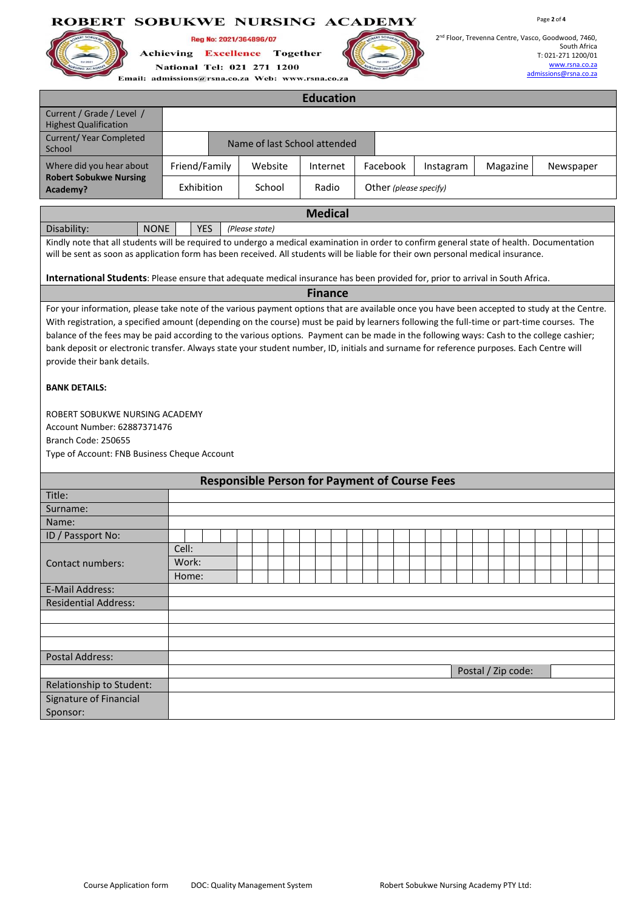# ROBERT SOBUKWE NURSING ACADEMY

Reg No: 2021/364896/07

Achieving Excellence Together

National Tel: 021 271 1200

Email: admissions@rsna.co.za Web: www.rsna.co.za

2nd Floor, Trevenna Centre, Vasco, Goodwood, 7460, South Africa
T: 021-271 1200/01
www.rsna.co.za
admissions@rsna.co.za

## Education

| Current / Grade / Level / Highest Qualification | | | | | | | |
|---|---|---|---|---|---|---|---|
| Current/ Year Completed School | | Name of last School attended | | | | | |
| Where did you hear about **Robert Sobukwe Nursing Academy?** | Friend/Family | Website | Internet | Facebook | Instagram | Magazine | Newspaper |
| | Exhibition | School | Radio | Other *(please specify)* | | | |

## Medical

| Disability: | NONE | | YES | | *(Please state)* |
|---|---|---|---|---|---|

Kindly note that all students will be required to undergo a medical examination in order to confirm general state of health. Documentation will be sent as soon as application form has been received. All students will be liable for their own personal medical insurance.

**International Students**: Please ensure that adequate medical insurance has been provided for, prior to arrival in South Africa.

## Finance

For your information, please take note of the various payment options that are available once you have been accepted to study at the Centre. With registration, a specified amount (depending on the course) must be paid by learners following the full-time or part-time courses. The balance of the fees may be paid according to the various options. Payment can be made in the following ways: Cash to the college cashier; bank deposit or electronic transfer. Always state your student number, ID, initials and surname for reference purposes. Each Centre will provide their bank details.

**BANK DETAILS:**

ROBERT SOBUKWE NURSING ACADEMY
Account Number: 62887371476
Branch Code: 250655
Type of Account: FNB Business Cheque Account

## Responsible Person for Payment of Course Fees

| Title: | | |
|---|---|---|
| Surname: | | |
| Name: | | |
| ID / Passport No: | | |
| Contact numbers: | Cell: | |
| | Work: | |
| | Home: | |
| E-Mail Address: | | |
| Residential Address: | | |
| | | |
| | | |
| | | |
| Postal Address: | | |
| | Postal / Zip code: | |
| Relationship to Student: | | |
| Signature of Financial Sponsor: | | |

Course Application form DOC: Quality Management System Robert Sobukwe Nursing Academy PTY Ltd: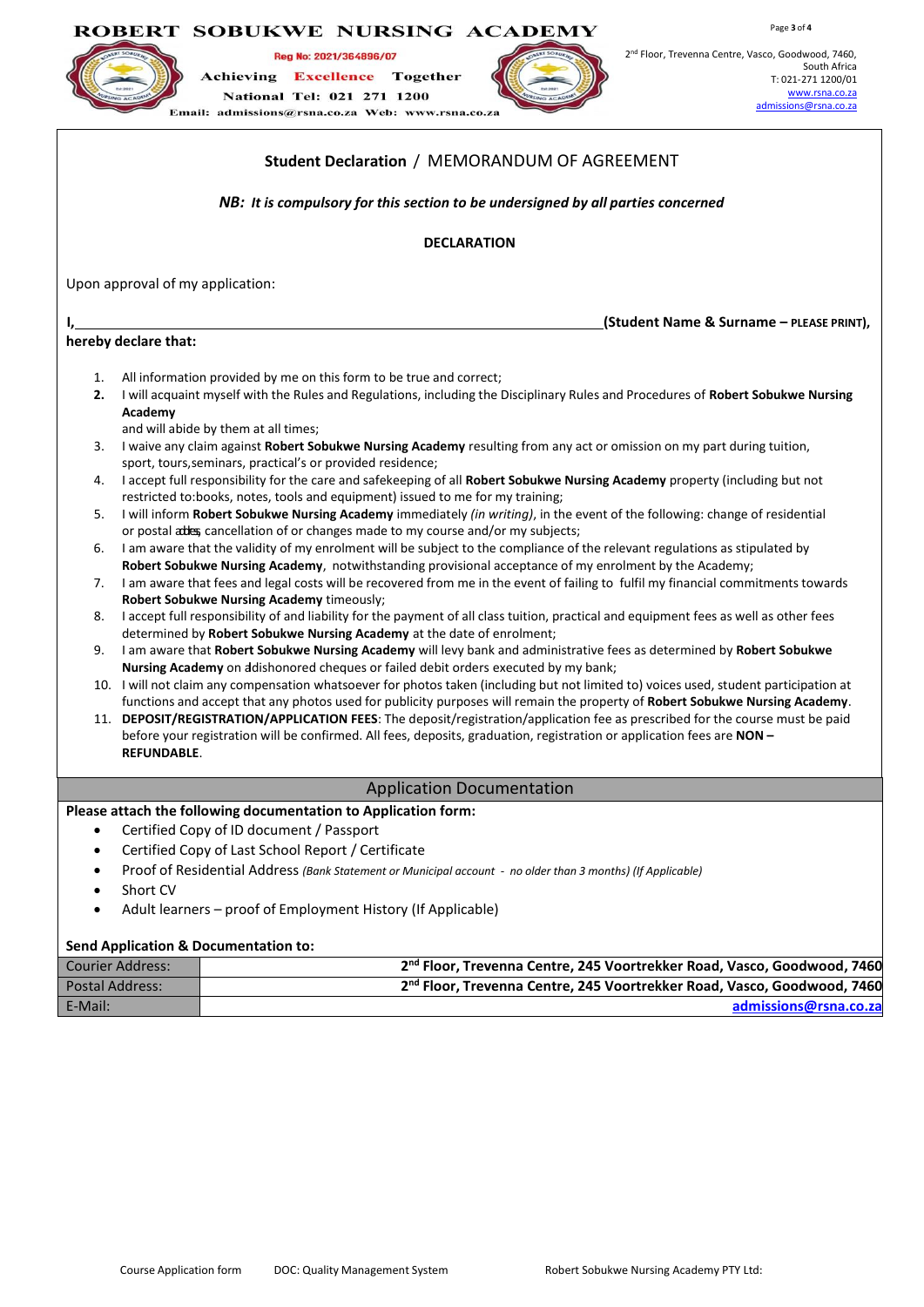# ROBERT SOBUKWE NURSING ACADEMY

**Reg No: 2021/364896/07**

**Achieving Excellence Together**

**National Tel: 021 271 1200**

**Email: admissions@rsna.co.za Web: www.rsna.co.za**

2nd Floor, Trevenna Centre, Vasco, Goodwood, 7460, South Africa
T: 021-271 1200/01
www.rsna.co.za
admissions@rsna.co.za

## Student Declaration / MEMORANDUM OF AGREEMENT

***NB: It is compulsory for this section to be undersigned by all parties concerned***

### DECLARATION

Upon approval of my application:

**I,______________________________________________________________(Student Name & Surname – PLEASE PRINT),**
**hereby declare that:**

1. All information provided by me on this form to be true and correct;
2. I will acquaint myself with the Rules and Regulations, including the Disciplinary Rules and Procedures of **Robert Sobukwe Nursing Academy** and will abide by them at all times;
3. I waive any claim against **Robert Sobukwe Nursing Academy** resulting from any act or omission on my part during tuition, sport, tours,seminars, practical's or provided residence;
4. I accept full responsibility for the care and safekeeping of all **Robert Sobukwe Nursing Academy** property (including but not restricted to:books, notes, tools and equipment) issued to me for my training;
5. I will inform **Robert Sobukwe Nursing Academy** immediately *(in writing)*, in the event of the following: change of residential or postal address, cancellation of or changes made to my course and/or my subjects;
6. I am aware that the validity of my enrolment will be subject to the compliance of the relevant regulations as stipulated by **Robert Sobukwe Nursing Academy**, notwithstanding provisional acceptance of my enrolment by the Academy;
7. I am aware that fees and legal costs will be recovered from me in the event of failing to fulfil my financial commitments towards **Robert Sobukwe Nursing Academy** timeously;
8. I accept full responsibility of and liability for the payment of all class tuition, practical and equipment fees as well as other fees determined by **Robert Sobukwe Nursing Academy** at the date of enrolment;
9. I am aware that **Robert Sobukwe Nursing Academy** will levy bank and administrative fees as determined by **Robert Sobukwe Nursing Academy** on dishonored cheques or failed debit orders executed by my bank;
10. I will not claim any compensation whatsoever for photos taken (including but not limited to) voices used, student participation at functions and accept that any photos used for publicity purposes will remain the property of **Robert Sobukwe Nursing Academy**.
11. **DEPOSIT/REGISTRATION/APPLICATION FEES**: The deposit/registration/application fee as prescribed for the course must be paid before your registration will be confirmed. All fees, deposits, graduation, registration or application fees are **NON – REFUNDABLE**.

## Application Documentation

**Please attach the following documentation to Application form:**

- Certified Copy of ID document / Passport
- Certified Copy of Last School Report / Certificate
- Proof of Residential Address *(Bank Statement or Municipal account - no older than 3 months) (If Applicable)*
- Short CV
- Adult learners – proof of Employment History (If Applicable)

**Send Application & Documentation to:**

| | |
|---|---|
| Courier Address: | **2nd Floor, Trevenna Centre, 245 Voortrekker Road, Vasco, Goodwood, 7460** |
| Postal Address: | **2nd Floor, Trevenna Centre, 245 Voortrekker Road, Vasco, Goodwood, 7460** |
| E-Mail: | **admissions@rsna.co.za** |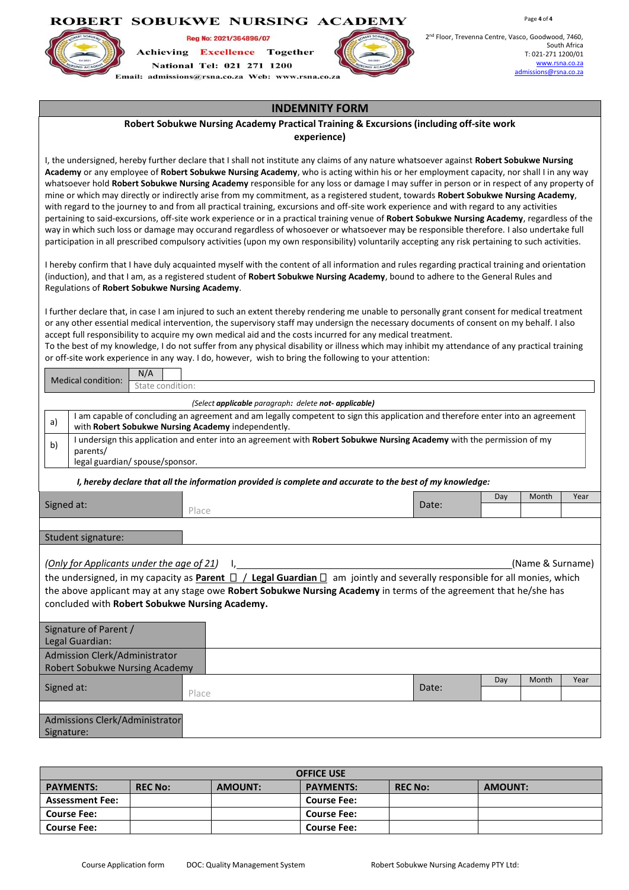# ROBERT SOBUKWE NURSING ACADEMY

Reg No: 2021/364896/07

Achieving Excellence Together

National Tel: 021 271 1200

Email: admissions@rsna.co.za Web: www.rsna.co.za

2nd Floor, Trevenna Centre, Vasco, Goodwood, 7460, South Africa
T: 021-271 1200/01
www.rsna.co.za
admissions@rsna.co.za

## INDEMNITY FORM

**Robert Sobukwe Nursing Academy Practical Training & Excursions (including off-site work experience)**

I, the undersigned, hereby further declare that I shall not institute any claims of any nature whatsoever against **Robert Sobukwe Nursing Academy** or any employee of **Robert Sobukwe Nursing Academy**, who is acting within his or her employment capacity, nor shall I in any way whatsoever hold **Robert Sobukwe Nursing Academy** responsible for any loss or damage I may suffer in person or in respect of any property of mine or which may directly or indirectly arise from my commitment, as a registered student, towards **Robert Sobukwe Nursing Academy**, with regard to the journey to and from all practical training, excursions and off-site work experience and with regard to any activities pertaining to said-excursions, off-site work experience or in a practical training venue of **Robert Sobukwe Nursing Academy**, regardless of the way in which such loss or damage may occurand regardless of whosoever or whatsoever may be responsible therefore. I also undertake full participation in all prescribed compulsory activities (upon my own responsibility) voluntarily accepting any risk pertaining to such activities.

I hereby confirm that I have duly acquainted myself with the content of all information and rules regarding practical training and orientation (induction), and that I am, as a registered student of **Robert Sobukwe Nursing Academy**, bound to adhere to the General Rules and Regulations of **Robert Sobukwe Nursing Academy**.

I further declare that, in case I am injured to such an extent thereby rendering me unable to personally grant consent for medical treatment or any other essential medical intervention, the supervisory staff may undersign the necessary documents of consent on my behalf. I also accept full responsibility to acquire my own medical aid and the costs incurred for any medical treatment.
To the best of my knowledge, I do not suffer from any physical disability or illness which may inhibit my attendance of any practical training or off-site work experience in any way. I do, however, wish to bring the following to your attention:

| | | |
|---|---|---|
| Medical condition: | N/A | |
| | State condition: | |

*(Select **applicable** paragraph: delete **not- applicable**)*

| | |
|---|---|
| a) | I am capable of concluding an agreement and am legally competent to sign this application and therefore enter into an agreement with **Robert Sobukwe Nursing Academy** independently. |
| b) | I undersign this application and enter into an agreement with **Robert Sobukwe Nursing Academy** with the permission of my parents/ legal guardian/ spouse/sponsor. |

***I, hereby declare that all the information provided is complete and accurate to the best of my knowledge:***

| | | | Day | Month | Year |
|---|---|---|---|---|---|
| Signed at: | Place | Date: | | | |
| Student signature: | | | | | |

*(Only for Applicants under the age of 21)* I, \_\_\_\_\_\_\_\_\_\_\_\_\_\_\_\_\_\_\_\_\_\_\_\_\_\_\_\_ (Name & Surname) the undersigned, in my capacity as **Parent** ☐ / **Legal Guardian** ☐ am jointly and severally responsible for all monies, which the above applicant may at any stage owe **Robert Sobukwe Nursing Academy** in terms of the agreement that he/she has concluded with **Robert Sobukwe Nursing Academy.**

| | | | Day | Month | Year |
|---|---|---|---|---|---|
| Signature of Parent / Legal Guardian: | | | | | |
| Admission Clerk/Administrator Robert Sobukwe Nursing Academy | | | | | |
| Signed at: | Place | Date: | | | |
| Admissions Clerk/Administrator Signature: | | | | | |

| OFFICE USE | | | | | |
|---|---|---|---|---|---|
| **PAYMENTS:** | **REC No:** | **AMOUNT:** | **PAYMENTS:** | **REC No:** | **AMOUNT:** |
| **Assessment Fee:** | | | **Course Fee:** | | |
| **Course Fee:** | | | **Course Fee:** | | |
| **Course Fee:** | | | **Course Fee:** | | |

Course Application form DOC: Quality Management System Robert Sobukwe Nursing Academy PTY Ltd: